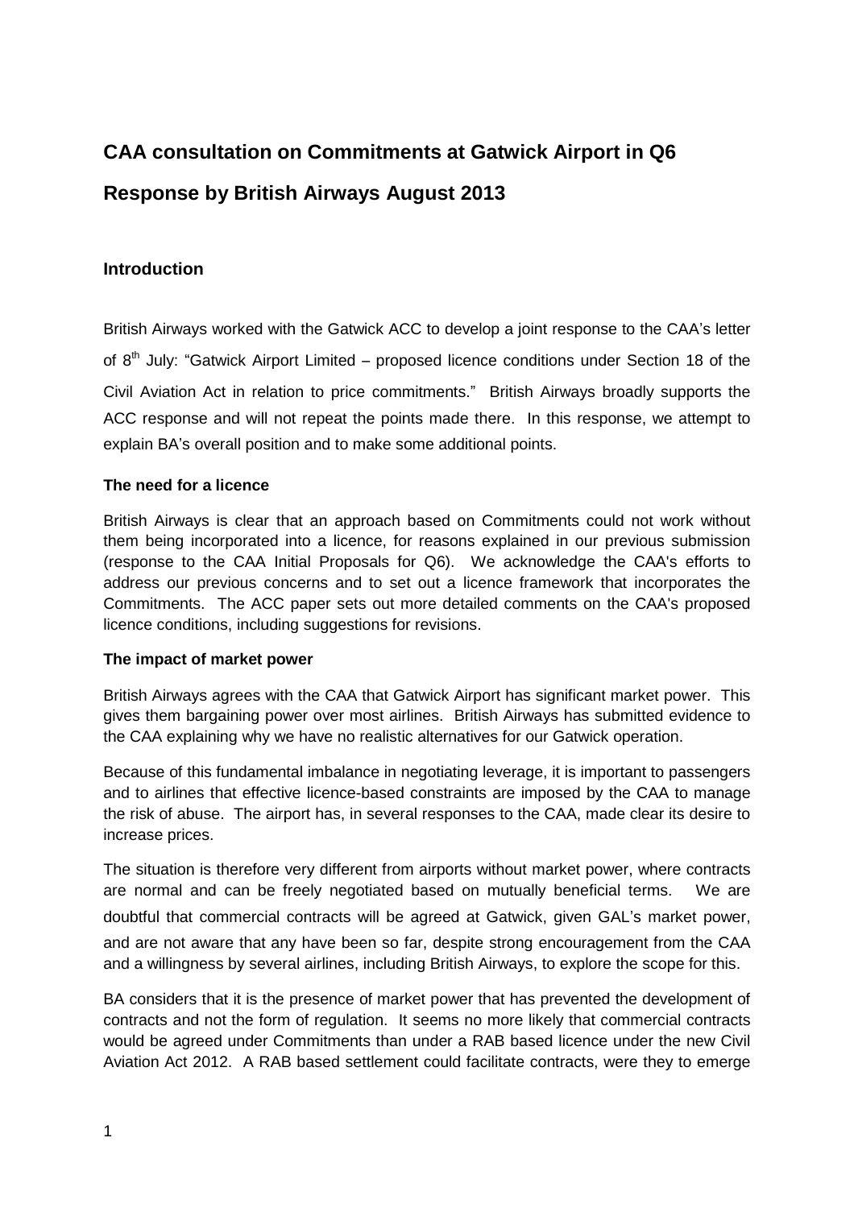# CAA consultation on Commitments at Gatwick Airport in Q6

# Response by British Airways August 2013

### Introduction

British Airways worked with the Gatwick ACC to develop a joint response to the CAA's letter of 8th July: "Gatwick Airport Limited – proposed licence conditions under Section 18 of the Civil Aviation Act in relation to price commitments." British Airways broadly supports the ACC response and will not repeat the points made there. In this response, we attempt to explain BA's overall position and to make some additional points.

### The need for a licence

British Airways is clear that an approach based on Commitments could not work without them being incorporated into a licence, for reasons explained in our previous submission (response to the CAA Initial Proposals for Q6). We acknowledge the CAA's efforts to address our previous concerns and to set out a licence framework that incorporates the Commitments. The ACC paper sets out more detailed comments on the CAA's proposed licence conditions, including suggestions for revisions.

### The impact of market power

British Airways agrees with the CAA that Gatwick Airport has significant market power. This gives them bargaining power over most airlines. British Airways has submitted evidence to the CAA explaining why we have no realistic alternatives for our Gatwick operation.

Because of this fundamental imbalance in negotiating leverage, it is important to passengers and to airlines that effective licence-based constraints are imposed by the CAA to manage the risk of abuse. The airport has, in several responses to the CAA, made clear its desire to increase prices.

The situation is therefore very different from airports without market power, where contracts are normal and can be freely negotiated based on mutually beneficial terms. We are doubtful that commercial contracts will be agreed at Gatwick, given GAL's market power, and are not aware that any have been so far, despite strong encouragement from the CAA and a willingness by several airlines, including British Airways, to explore the scope for this.

BA considers that it is the presence of market power that has prevented the development of contracts and not the form of regulation. It seems no more likely that commercial contracts would be agreed under Commitments than under a RAB based licence under the new Civil Aviation Act 2012. A RAB based settlement could facilitate contracts, were they to emerge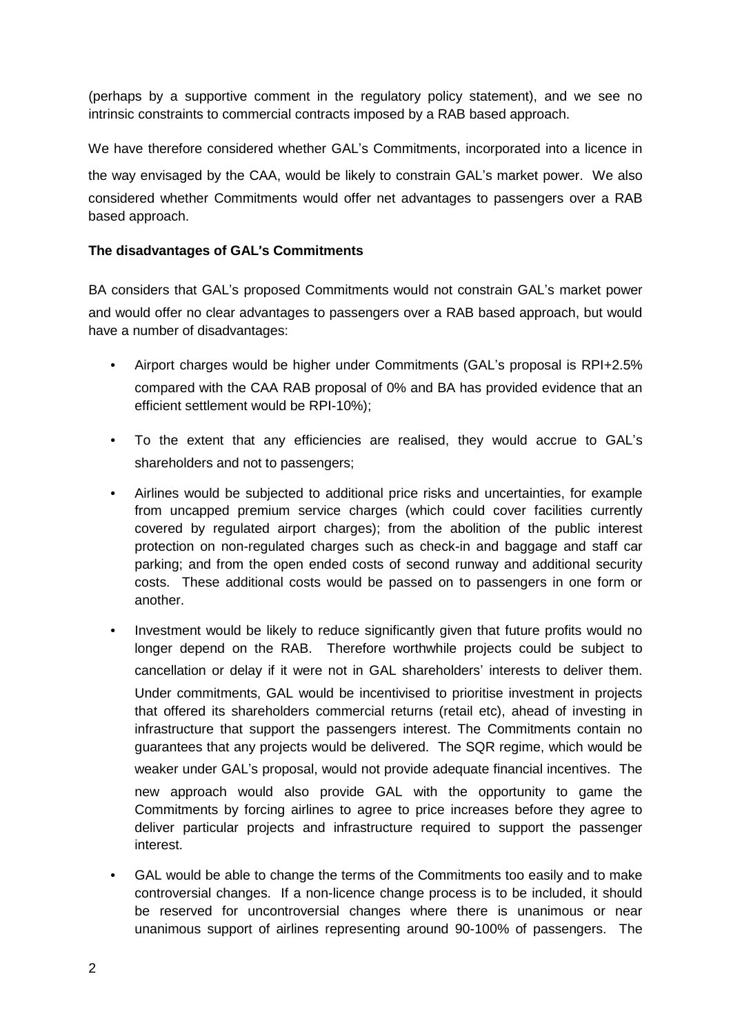(perhaps by a supportive comment in the regulatory policy statement), and we see no intrinsic constraints to commercial contracts imposed by a RAB based approach.

We have therefore considered whether GAL's Commitments, incorporated into a licence in the way envisaged by the CAA, would be likely to constrain GAL's market power. We also considered whether Commitments would offer net advantages to passengers over a RAB based approach.

**The disadvantages of GAL's Commitments**

BA considers that GAL's proposed Commitments would not constrain GAL's market power and would offer no clear advantages to passengers over a RAB based approach, but would have a number of disadvantages:

- Airport charges would be higher under Commitments (GAL's proposal is RPI+2.5% compared with the CAA RAB proposal of 0% and BA has provided evidence that an efficient settlement would be RPI-10%);
- To the extent that any efficiencies are realised, they would accrue to GAL's shareholders and not to passengers;
- Airlines would be subjected to additional price risks and uncertainties, for example from uncapped premium service charges (which could cover facilities currently covered by regulated airport charges); from the abolition of the public interest protection on non-regulated charges such as check-in and baggage and staff car parking; and from the open ended costs of second runway and additional security costs. These additional costs would be passed on to passengers in one form or another.
- Investment would be likely to reduce significantly given that future profits would no longer depend on the RAB. Therefore worthwhile projects could be subject to cancellation or delay if it were not in GAL shareholders' interests to deliver them. Under commitments, GAL would be incentivised to prioritise investment in projects that offered its shareholders commercial returns (retail etc), ahead of investing in infrastructure that support the passengers interest. The Commitments contain no guarantees that any projects would be delivered. The SQR regime, which would be weaker under GAL's proposal, would not provide adequate financial incentives. The new approach would also provide GAL with the opportunity to game the Commitments by forcing airlines to agree to price increases before they agree to deliver particular projects and infrastructure required to support the passenger interest.
- GAL would be able to change the terms of the Commitments too easily and to make controversial changes. If a non-licence change process is to be included, it should be reserved for uncontroversial changes where there is unanimous or near unanimous support of airlines representing around 90-100% of passengers. The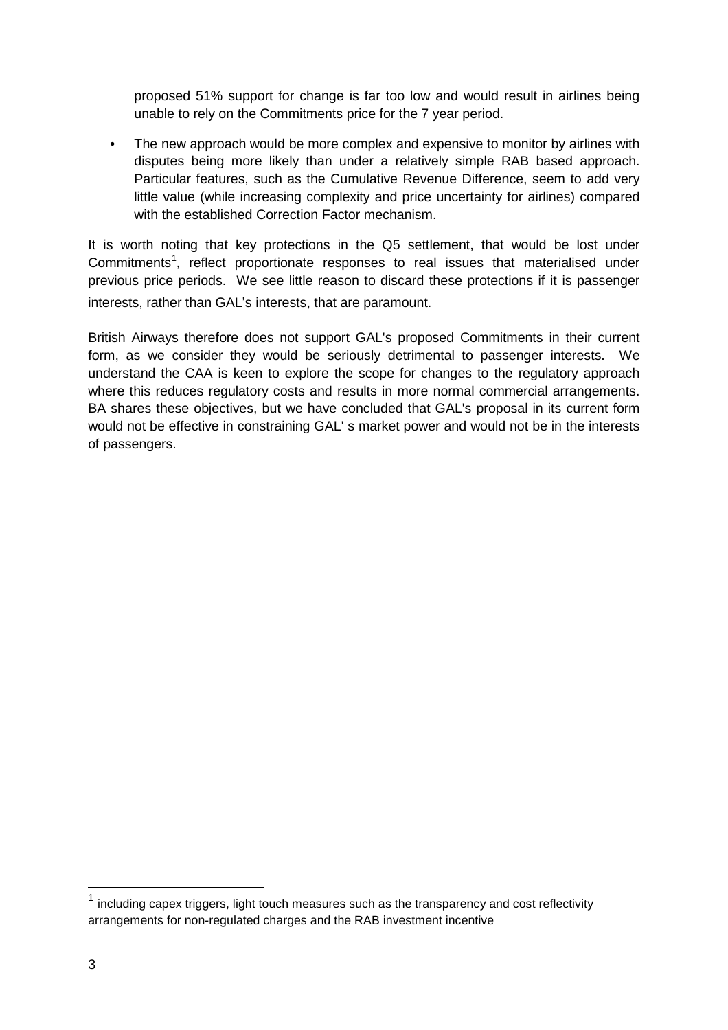proposed 51% support for change is far too low and would result in airlines being unable to rely on the Commitments price for the 7 year period.

- The new approach would be more complex and expensive to monitor by airlines with disputes being more likely than under a relatively simple RAB based approach. Particular features, such as the Cumulative Revenue Difference, seem to add very little value (while increasing complexity and price uncertainty for airlines) compared with the established Correction Factor mechanism.

It is worth noting that key protections in the Q5 settlement, that would be lost under Commitments[1], reflect proportionate responses to real issues that materialised under previous price periods. We see little reason to discard these protections if it is passenger interests, rather than GAL's interests, that are paramount.

British Airways therefore does not support GAL's proposed Commitments in their current form, as we consider they would be seriously detrimental to passenger interests. We understand the CAA is keen to explore the scope for changes to the regulatory approach where this reduces regulatory costs and results in more normal commercial arrangements. BA shares these objectives, but we have concluded that GAL's proposal in its current form would not be effective in constraining GAL' s market power and would not be in the interests of passengers.

[1] including capex triggers, light touch measures such as the transparency and cost reflectivity arrangements for non-regulated charges and the RAB investment incentive